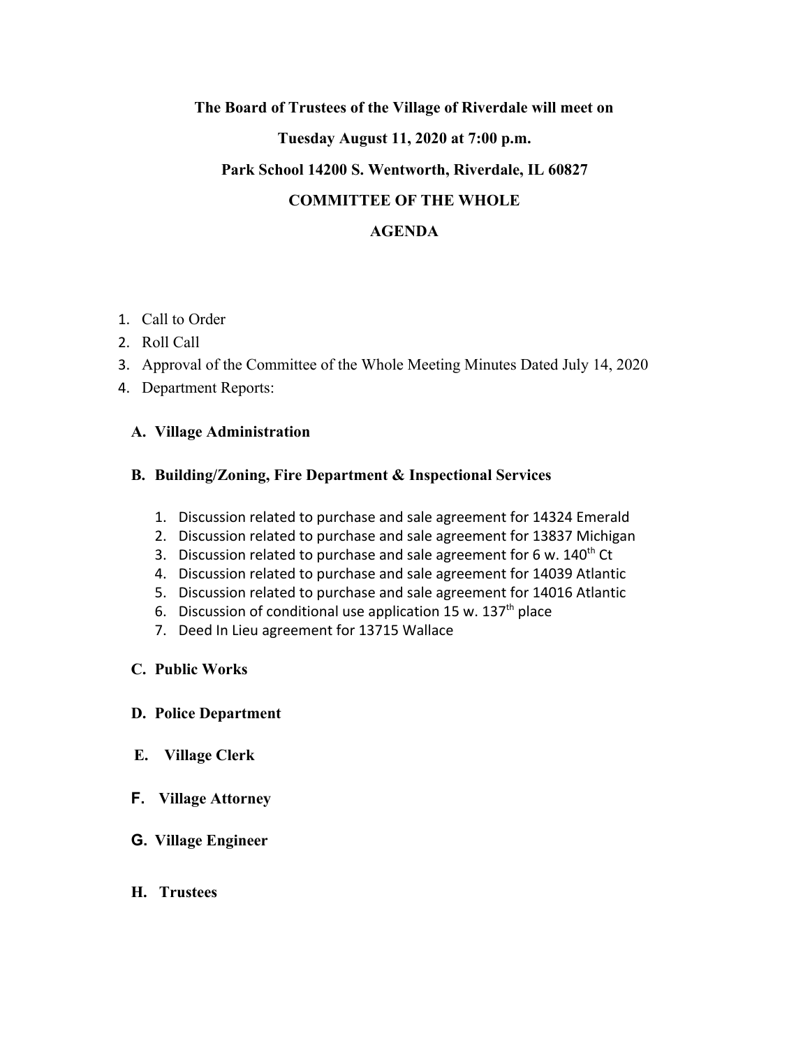**The Board of Trustees of the Village of Riverdale will meet on**

**Tuesday August 11, 2020 at 7:00 p.m.**

**Park School 14200 S. Wentworth, Riverdale, IL 60827**

# COMMITTEE OF THE WHOLE

# AGENDA

1. Call to Order
2. Roll Call
3. Approval of the Committee of the Whole Meeting Minutes Dated July 14, 2020
4. Department Reports:

   **A. Village Administration**

   **B. Building/Zoning, Fire Department & Inspectional Services**

   1. Discussion related to purchase and sale agreement for 14324 Emerald
   2. Discussion related to purchase and sale agreement for 13837 Michigan
   3. Discussion related to purchase and sale agreement for 6 w. 140th Ct
   4. Discussion related to purchase and sale agreement for 14039 Atlantic
   5. Discussion related to purchase and sale agreement for 14016 Atlantic
   6. Discussion of conditional use application 15 w. 137th place
   7. Deed In Lieu agreement for 13715 Wallace

   **C. Public Works**

   **D. Police Department**

   **E. Village Clerk**

   **F. Village Attorney**

   **G. Village Engineer**

   **H. Trustees**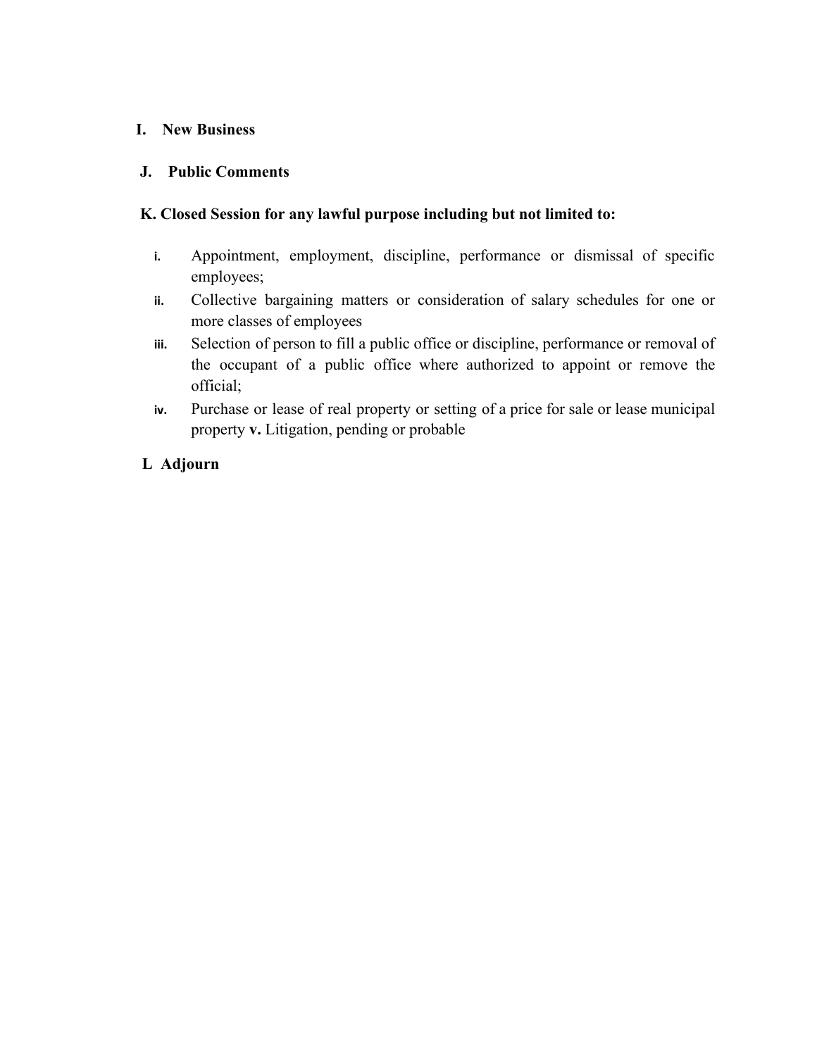**I. New Business**

**J. Public Comments**

**K. Closed Session for any lawful purpose including but not limited to:**

- i. Appointment, employment, discipline, performance or dismissal of specific employees;
- ii. Collective bargaining matters or consideration of salary schedules for one or more classes of employees
- iii. Selection of person to fill a public office or discipline, performance or removal of the occupant of a public office where authorized to appoint or remove the official;
- iv. Purchase or lease of real property or setting of a price for sale or lease municipal property **v.** Litigation, pending or probable

**L Adjourn**